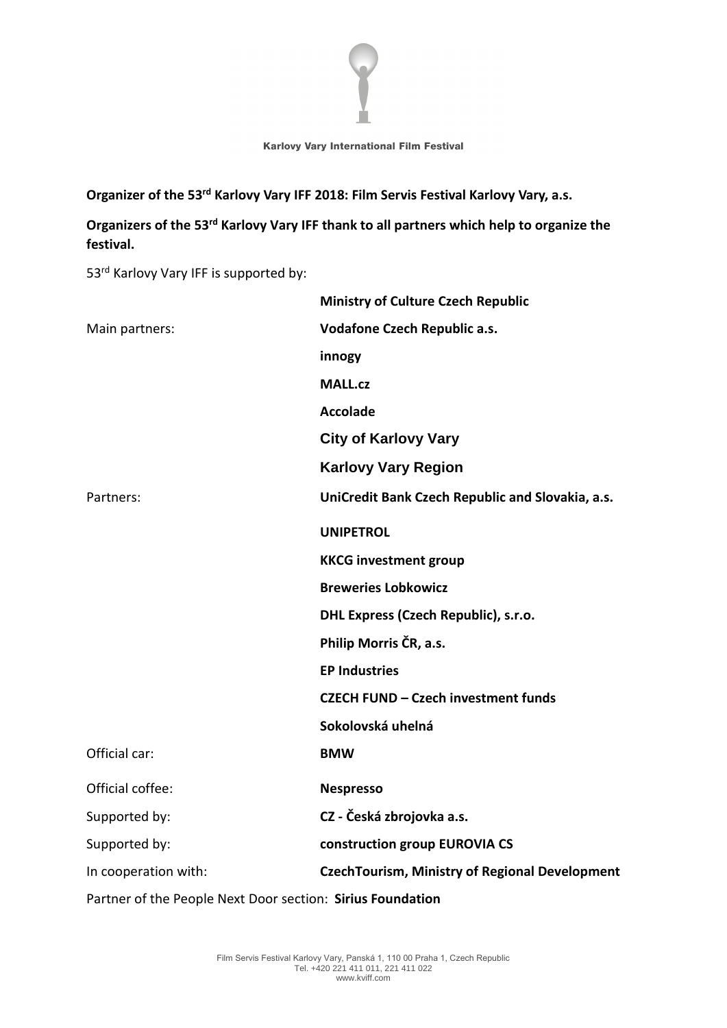Karlovy Vary International Film Festival

**Organizer of the 53rd Karlovy Vary IFF 2018: Film Servis Festival Karlovy Vary, a.s.**

**Organizers of the 53rd Karlovy Vary IFF thank to all partners which help to organize the festival.**

53rd Karlovy Vary IFF is supported by:

| | |
|---|---|
| | **Ministry of Culture Czech Republic** |
| Main partners: | **Vodafone Czech Republic a.s.** |
| | **innogy** |
| | **MALL.cz** |
| | **Accolade** |
| | **City of Karlovy Vary** |
| | **Karlovy Vary Region** |
| Partners: | **UniCredit Bank Czech Republic and Slovakia, a.s.** |
| | **UNIPETROL** |
| | **KKCG investment group** |
| | **Breweries Lobkowicz** |
| | **DHL Express (Czech Republic), s.r.o.** |
| | **Philip Morris ČR, a.s.** |
| | **EP Industries** |
| | **CZECH FUND – Czech investment funds** |
| | **Sokolovská uhelná** |
| Official car: | **BMW** |
| Official coffee: | **Nespresso** |
| Supported by: | **CZ - Česká zbrojovka a.s.** |
| Supported by: | **construction group EUROVIA CS** |
| In cooperation with: | **CzechTourism, Ministry of Regional Development** |

Partner of the People Next Door section: **Sirius Foundation**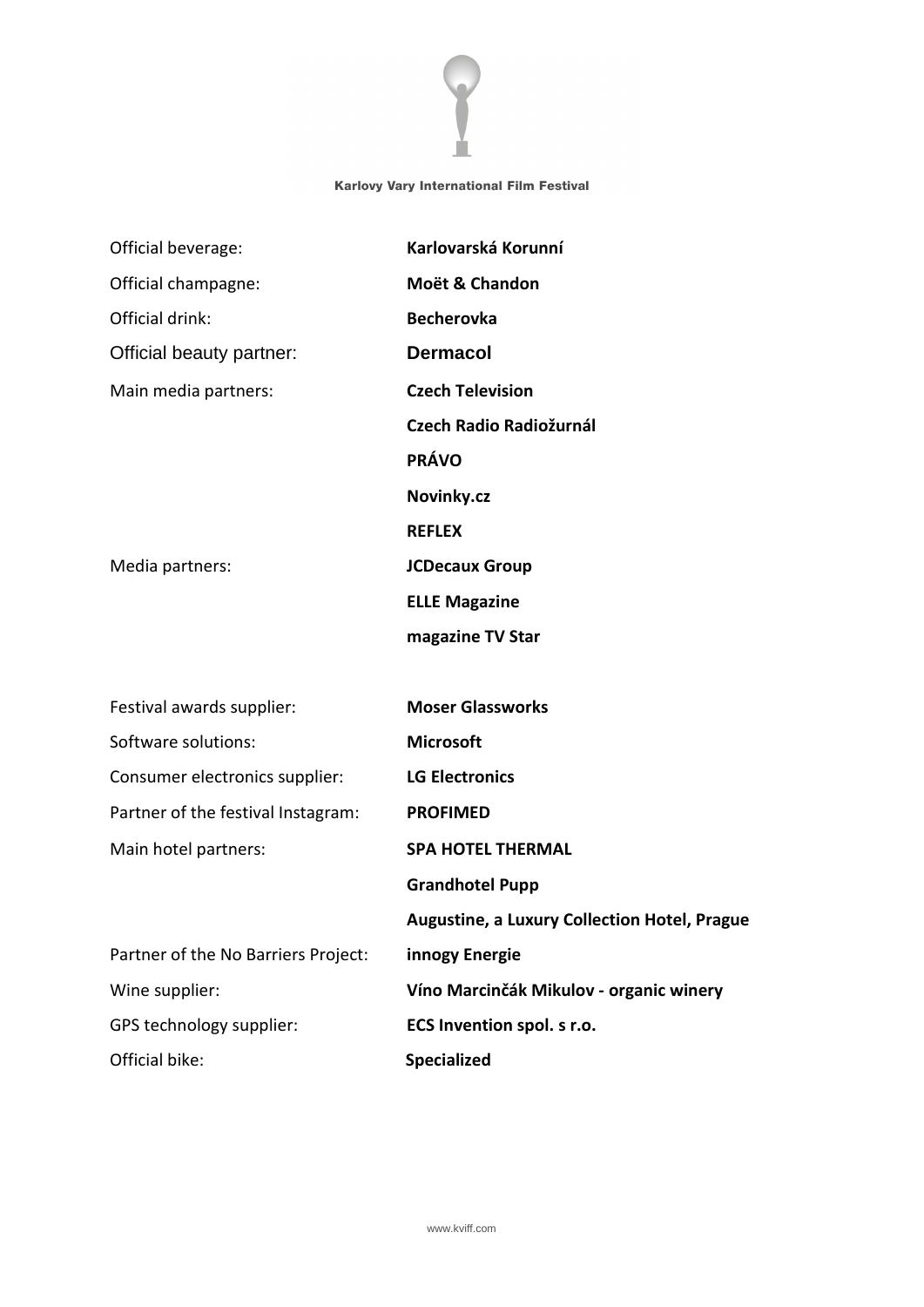| | |
|---|---|
| Official beverage: | **Karlovarská Korunní** |
| Official champagne: | **Moët & Chandon** |
| Official drink: | **Becherovka** |
| Official beauty partner: | **Dermacol** |
| Main media partners: | **Czech Television** |
| | **Czech Radio Radiožurnál** |
| | **PRÁVO** |
| | **Novinky.cz** |
| | **REFLEX** |
| Media partners: | **JCDecaux Group** |
| | **ELLE Magazine** |
| | **magazine TV Star** |
| | |
| Festival awards supplier: | **Moser Glassworks** |
| Software solutions: | **Microsoft** |
| Consumer electronics supplier: | **LG Electronics** |
| Partner of the festival Instagram: | **PROFIMED** |
| Main hotel partners: | **SPA HOTEL THERMAL** |
| | **Grandhotel Pupp** |
| | **Augustine, a Luxury Collection Hotel, Prague** |
| Partner of the No Barriers Project: | **innogy Energie** |
| Wine supplier: | **Víno Marcinčák Mikulov - organic winery** |
| GPS technology supplier: | **ECS Invention spol. s r.o.** |
| Official bike: | **Specialized** |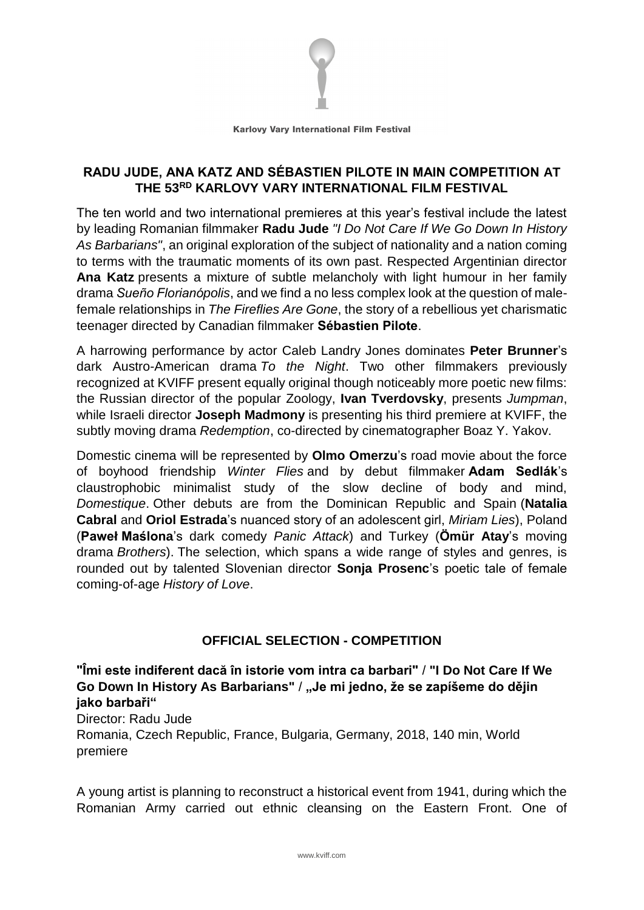## RADU JUDE, ANA KATZ AND SÉBASTIEN PILOTE IN MAIN COMPETITION AT THE 53RD KARLOVY VARY INTERNATIONAL FILM FESTIVAL

The ten world and two international premieres at this year's festival include the latest by leading Romanian filmmaker **Radu Jude** *"I Do Not Care If We Go Down In History As Barbarians"*, an original exploration of the subject of nationality and a nation coming to terms with the traumatic moments of its own past. Respected Argentinian director **Ana Katz** presents a mixture of subtle melancholy with light humour in her family drama *Sueño Florianópolis*, and we find a no less complex look at the question of male-female relationships in *The Fireflies Are Gone*, the story of a rebellious yet charismatic teenager directed by Canadian filmmaker **Sébastien Pilote**.

A harrowing performance by actor Caleb Landry Jones dominates **Peter Brunner**'s dark Austro-American drama *To the Night*. Two other filmmakers previously recognized at KVIFF present equally original though noticeably more poetic new films: the Russian director of the popular Zoology, **Ivan Tverdovsky**, presents *Jumpman*, while Israeli director **Joseph Madmony** is presenting his third premiere at KVIFF, the subtly moving drama *Redemption*, co-directed by cinematographer Boaz Y. Yakov.

Domestic cinema will be represented by **Olmo Omerzu**'s road movie about the force of boyhood friendship *Winter Flies* and by debut filmmaker **Adam Sedlák**'s claustrophobic minimalist study of the slow decline of body and mind, *Domestique*. Other debuts are from the Dominican Republic and Spain (**Natalia Cabral** and **Oriol Estrada**'s nuanced story of an adolescent girl, *Miriam Lies*), Poland (**Paweł Maślona**'s dark comedy *Panic Attack*) and Turkey (**Ömür Atay**'s moving drama *Brothers*). The selection, which spans a wide range of styles and genres, is rounded out by talented Slovenian director **Sonja Prosenc**'s poetic tale of female coming-of-age *History of Love*.

### OFFICIAL SELECTION - COMPETITION

**"Îmi este indiferent dacă în istorie vom intra ca barbari" / "I Do Not Care If We Go Down In History As Barbarians" / „Je mi jedno, že se zapíšeme do dějin jako barbaři"**

Director: Radu Jude
Romania, Czech Republic, France, Bulgaria, Germany, 2018, 140 min, World premiere

A young artist is planning to reconstruct a historical event from 1941, during which the Romanian Army carried out ethnic cleansing on the Eastern Front. One of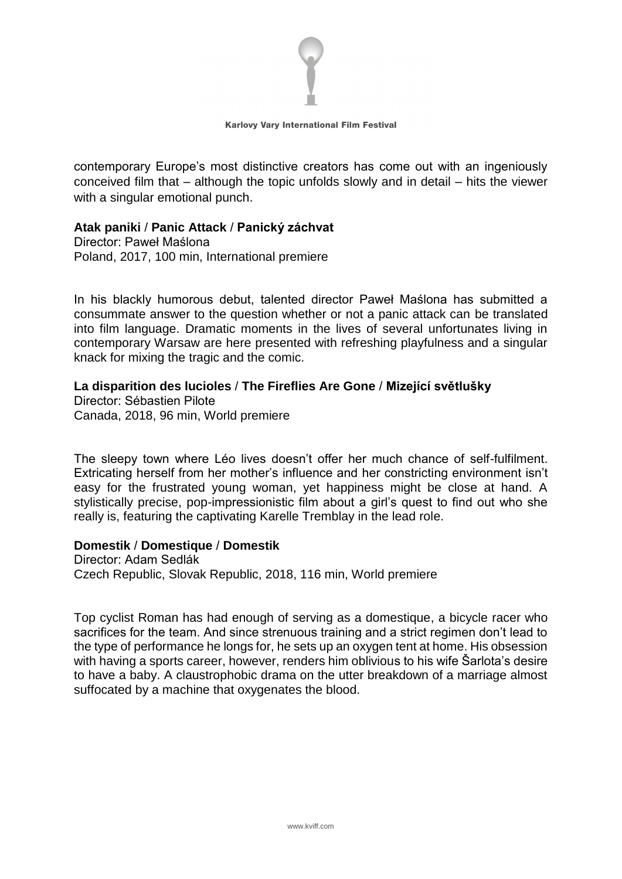contemporary Europe's most distinctive creators has come out with an ingeniously conceived film that – although the topic unfolds slowly and in detail – hits the viewer with a singular emotional punch.

**Atak paniki / Panic Attack / Panický záchvat**
Director: Paweł Maślona
Poland, 2017, 100 min, International premiere

In his blackly humorous debut, talented director Paweł Maślona has submitted a consummate answer to the question whether or not a panic attack can be translated into film language. Dramatic moments in the lives of several unfortunates living in contemporary Warsaw are here presented with refreshing playfulness and a singular knack for mixing the tragic and the comic.

**La disparition des lucioles / The Fireflies Are Gone / Mizející světlušky**
Director: Sébastien Pilote
Canada, 2018, 96 min, World premiere

The sleepy town where Léo lives doesn't offer her much chance of self-fulfilment. Extricating herself from her mother's influence and her constricting environment isn't easy for the frustrated young woman, yet happiness might be close at hand. A stylistically precise, pop-impressionistic film about a girl's quest to find out who she really is, featuring the captivating Karelle Tremblay in the lead role.

**Domestik / Domestique / Domestik**
Director: Adam Sedlák
Czech Republic, Slovak Republic, 2018, 116 min, World premiere

Top cyclist Roman has had enough of serving as a domestique, a bicycle racer who sacrifices for the team. And since strenuous training and a strict regimen don't lead to the type of performance he longs for, he sets up an oxygen tent at home. His obsession with having a sports career, however, renders him oblivious to his wife Šarlota's desire to have a baby. A claustrophobic drama on the utter breakdown of a marriage almost suffocated by a machine that oxygenates the blood.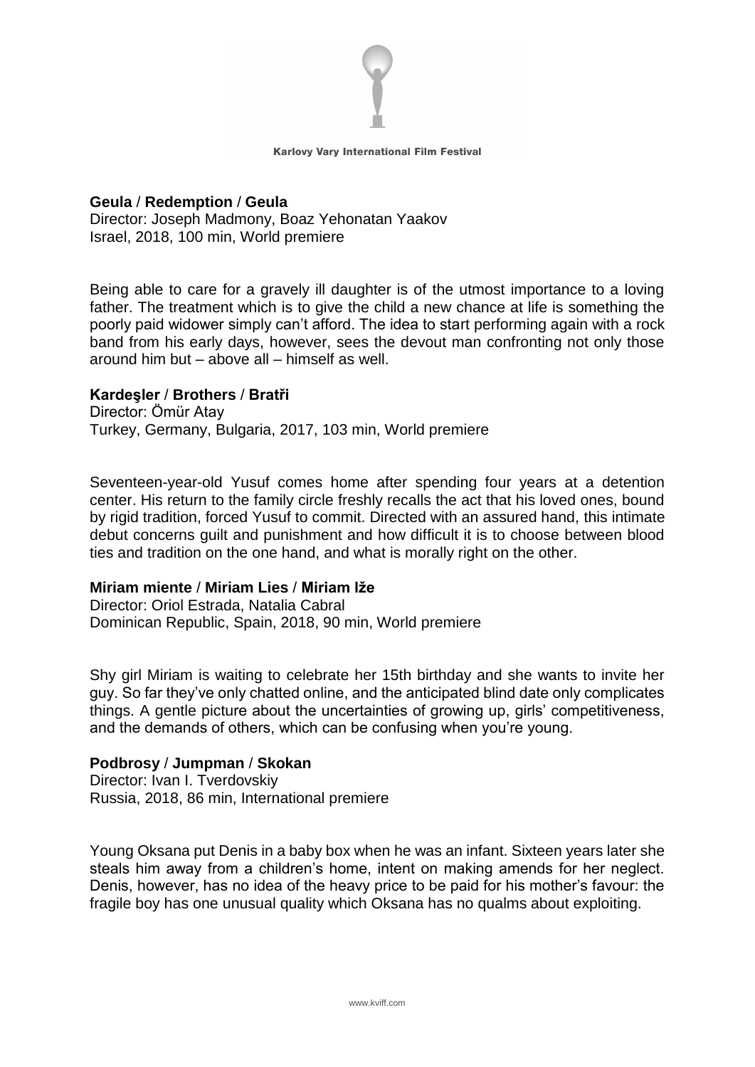**Geula** / **Redemption** / **Geula**
Director: Joseph Madmony, Boaz Yehonatan Yaakov
Israel, 2018, 100 min, World premiere

Being able to care for a gravely ill daughter is of the utmost importance to a loving father. The treatment which is to give the child a new chance at life is something the poorly paid widower simply can't afford. The idea to start performing again with a rock band from his early days, however, sees the devout man confronting not only those around him but – above all – himself as well.

**Kardeşler** / **Brothers** / **Bratři**
Director: Ömür Atay
Turkey, Germany, Bulgaria, 2017, 103 min, World premiere

Seventeen-year-old Yusuf comes home after spending four years at a detention center. His return to the family circle freshly recalls the act that his loved ones, bound by rigid tradition, forced Yusuf to commit. Directed with an assured hand, this intimate debut concerns guilt and punishment and how difficult it is to choose between blood ties and tradition on the one hand, and what is morally right on the other.

**Miriam miente** / **Miriam Lies** / **Miriam lže**
Director: Oriol Estrada, Natalia Cabral
Dominican Republic, Spain, 2018, 90 min, World premiere

Shy girl Miriam is waiting to celebrate her 15th birthday and she wants to invite her guy. So far they've only chatted online, and the anticipated blind date only complicates things. A gentle picture about the uncertainties of growing up, girls' competitiveness, and the demands of others, which can be confusing when you're young.

**Podbrosy** / **Jumpman** / **Skokan**
Director: Ivan I. Tverdovskiy
Russia, 2018, 86 min, International premiere

Young Oksana put Denis in a baby box when he was an infant. Sixteen years later she steals him away from a children's home, intent on making amends for her neglect. Denis, however, has no idea of the heavy price to be paid for his mother's favour: the fragile boy has one unusual quality which Oksana has no qualms about exploiting.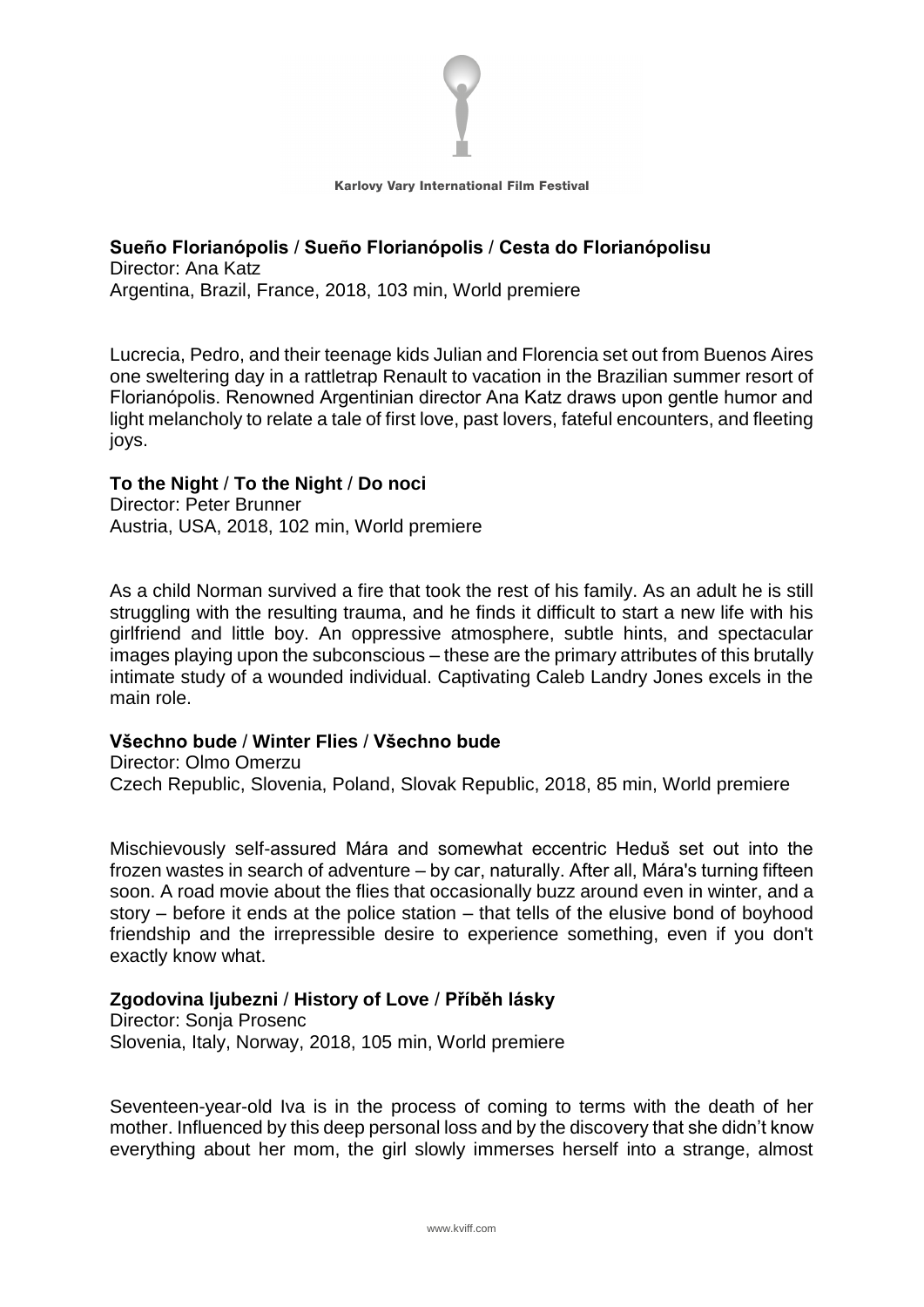**Sueño Florianópolis / Sueño Florianópolis / Cesta do Florianópolisu**
Director: Ana Katz
Argentina, Brazil, France, 2018, 103 min, World premiere

Lucrecia, Pedro, and their teenage kids Julian and Florencia set out from Buenos Aires one sweltering day in a rattletrap Renault to vacation in the Brazilian summer resort of Florianópolis. Renowned Argentinian director Ana Katz draws upon gentle humor and light melancholy to relate a tale of first love, past lovers, fateful encounters, and fleeting joys.

**To the Night / To the Night / Do noci**
Director: Peter Brunner
Austria, USA, 2018, 102 min, World premiere

As a child Norman survived a fire that took the rest of his family. As an adult he is still struggling with the resulting trauma, and he finds it difficult to start a new life with his girlfriend and little boy. An oppressive atmosphere, subtle hints, and spectacular images playing upon the subconscious – these are the primary attributes of this brutally intimate study of a wounded individual. Captivating Caleb Landry Jones excels in the main role.

**Všechno bude / Winter Flies / Všechno bude**
Director: Olmo Omerzu
Czech Republic, Slovenia, Poland, Slovak Republic, 2018, 85 min, World premiere

Mischievously self-assured Mára and somewhat eccentric Heduš set out into the frozen wastes in search of adventure – by car, naturally. After all, Mára's turning fifteen soon. A road movie about the flies that occasionally buzz around even in winter, and a story – before it ends at the police station – that tells of the elusive bond of boyhood friendship and the irrepressible desire to experience something, even if you don't exactly know what.

**Zgodovina ljubezni / History of Love / Příběh lásky**
Director: Sonja Prosenc
Slovenia, Italy, Norway, 2018, 105 min, World premiere

Seventeen-year-old Iva is in the process of coming to terms with the death of her mother. Influenced by this deep personal loss and by the discovery that she didn't know everything about her mom, the girl slowly immerses herself into a strange, almost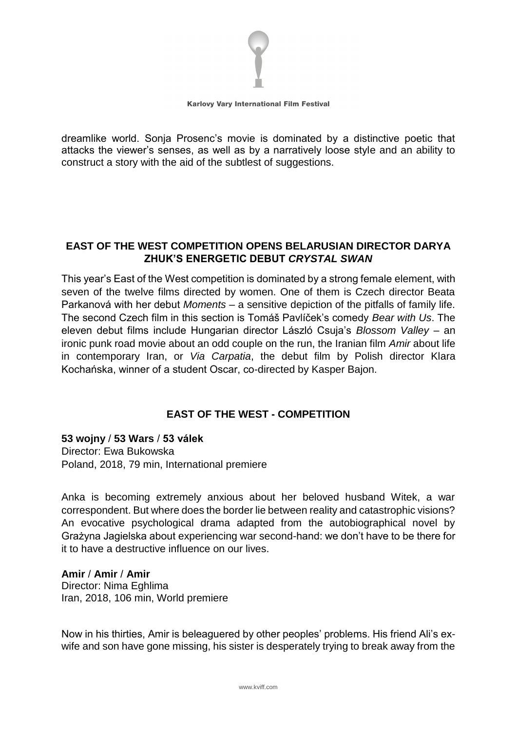dreamlike world. Sonja Prosenc's movie is dominated by a distinctive poetic that attacks the viewer's senses, as well as by a narratively loose style and an ability to construct a story with the aid of the subtlest of suggestions.

## EAST OF THE WEST COMPETITION OPENS BELARUSIAN DIRECTOR DARYA ZHUK'S ENERGETIC DEBUT *CRYSTAL SWAN*

This year's East of the West competition is dominated by a strong female element, with seven of the twelve films directed by women. One of them is Czech director Beata Parkanová with her debut *Moments* – a sensitive depiction of the pitfalls of family life. The second Czech film in this section is Tomáš Pavlíček's comedy *Bear with Us*. The eleven debut films include Hungarian director László Csuja's *Blossom Valley* – an ironic punk road movie about an odd couple on the run, the Iranian film *Amir* about life in contemporary Iran, or *Via Carpatia*, the debut film by Polish director Klara Kochańska, winner of a student Oscar, co-directed by Kasper Bajon.

## EAST OF THE WEST - COMPETITION

**53 wojny / 53 Wars / 53 válek**
Director: Ewa Bukowska
Poland, 2018, 79 min, International premiere

Anka is becoming extremely anxious about her beloved husband Witek, a war correspondent. But where does the border lie between reality and catastrophic visions? An evocative psychological drama adapted from the autobiographical novel by Grażyna Jagielska about experiencing war second-hand: we don't have to be there for it to have a destructive influence on our lives.

**Amir / Amir / Amir**
Director: Nima Eghlima
Iran, 2018, 106 min, World premiere

Now in his thirties, Amir is beleaguered by other peoples' problems. His friend Ali's ex-wife and son have gone missing, his sister is desperately trying to break away from the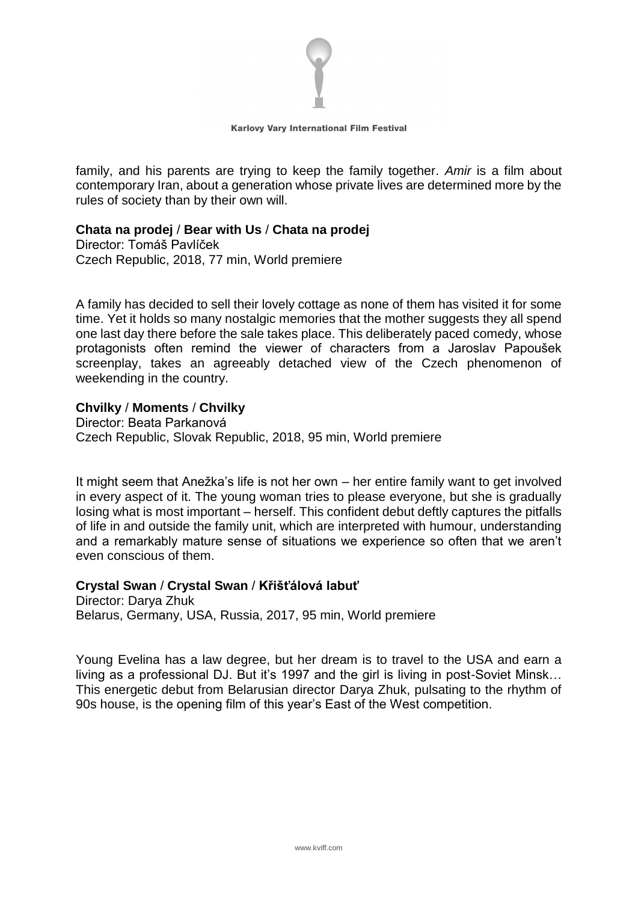family, and his parents are trying to keep the family together. *Amir* is a film about contemporary Iran, about a generation whose private lives are determined more by the rules of society than by their own will.

**Chata na prodej / Bear with Us / Chata na prodej**
Director: Tomáš Pavlíček
Czech Republic, 2018, 77 min, World premiere

A family has decided to sell their lovely cottage as none of them has visited it for some time. Yet it holds so many nostalgic memories that the mother suggests they all spend one last day there before the sale takes place. This deliberately paced comedy, whose protagonists often remind the viewer of characters from a Jaroslav Papoušek screenplay, takes an agreeably detached view of the Czech phenomenon of weekending in the country.

**Chvilky / Moments / Chvilky**
Director: Beata Parkanová
Czech Republic, Slovak Republic, 2018, 95 min, World premiere

It might seem that Anežka's life is not her own – her entire family want to get involved in every aspect of it. The young woman tries to please everyone, but she is gradually losing what is most important – herself. This confident debut deftly captures the pitfalls of life in and outside the family unit, which are interpreted with humour, understanding and a remarkably mature sense of situations we experience so often that we aren't even conscious of them.

**Crystal Swan / Crystal Swan / Křišťálová labuť**
Director: Darya Zhuk
Belarus, Germany, USA, Russia, 2017, 95 min, World premiere

Young Evelina has a law degree, but her dream is to travel to the USA and earn a living as a professional DJ. But it's 1997 and the girl is living in post-Soviet Minsk… This energetic debut from Belarusian director Darya Zhuk, pulsating to the rhythm of 90s house, is the opening film of this year's East of the West competition.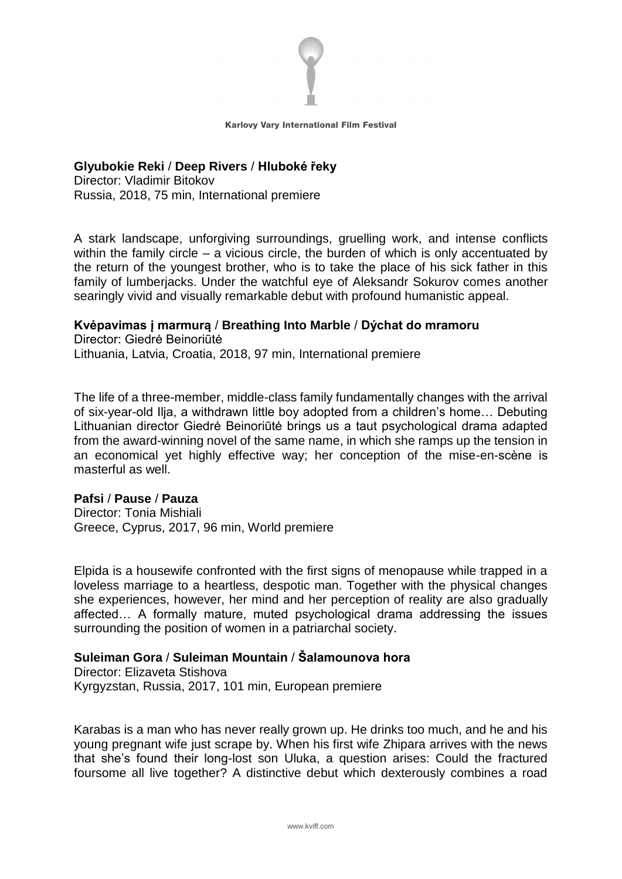**Glyubokie Reki / Deep Rivers / Hluboké řeky**
Director: Vladimir Bitokov
Russia, 2018, 75 min, International premiere

A stark landscape, unforgiving surroundings, gruelling work, and intense conflicts within the family circle – a vicious circle, the burden of which is only accentuated by the return of the youngest brother, who is to take the place of his sick father in this family of lumberjacks. Under the watchful eye of Aleksandr Sokurov comes another searingly vivid and visually remarkable debut with profound humanistic appeal.

**Kvėpavimas į marmurą / Breathing Into Marble / Dýchat do mramoru**
Director: Giedrė Beinoriūtė
Lithuania, Latvia, Croatia, 2018, 97 min, International premiere

The life of a three-member, middle-class family fundamentally changes with the arrival of six-year-old Ilja, a withdrawn little boy adopted from a children's home… Debuting Lithuanian director Giedrė Beinoriūtė brings us a taut psychological drama adapted from the award-winning novel of the same name, in which she ramps up the tension in an economical yet highly effective way; her conception of the mise-en-scène is masterful as well.

**Pafsi / Pause / Pauza**
Director: Tonia Mishiali
Greece, Cyprus, 2017, 96 min, World premiere

Elpida is a housewife confronted with the first signs of menopause while trapped in a loveless marriage to a heartless, despotic man. Together with the physical changes she experiences, however, her mind and her perception of reality are also gradually affected… A formally mature, muted psychological drama addressing the issues surrounding the position of women in a patriarchal society.

**Suleiman Gora / Suleiman Mountain / Šalamounova hora**
Director: Elizaveta Stishova
Kyrgyzstan, Russia, 2017, 101 min, European premiere

Karabas is a man who has never really grown up. He drinks too much, and he and his young pregnant wife just scrape by. When his first wife Zhipara arrives with the news that she's found their long-lost son Uluka, a question arises: Could the fractured foursome all live together? A distinctive debut which dexterously combines a road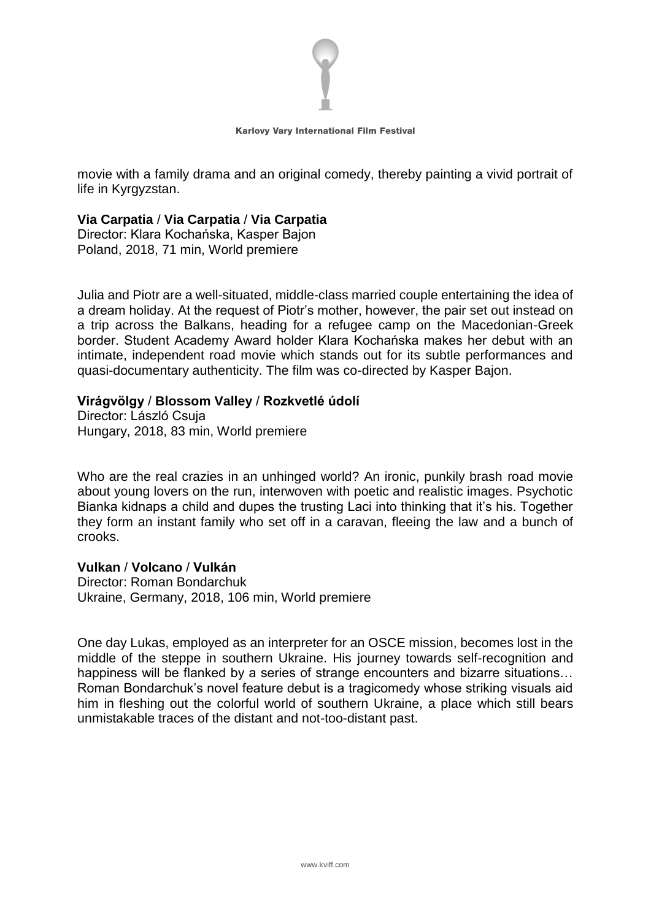movie with a family drama and an original comedy, thereby painting a vivid portrait of life in Kyrgyzstan.

**Via Carpatia / Via Carpatia / Via Carpatia**
Director: Klara Kochańska, Kasper Bajon
Poland, 2018, 71 min, World premiere

Julia and Piotr are a well-situated, middle-class married couple entertaining the idea of a dream holiday. At the request of Piotr's mother, however, the pair set out instead on a trip across the Balkans, heading for a refugee camp on the Macedonian-Greek border. Student Academy Award holder Klara Kochańska makes her debut with an intimate, independent road movie which stands out for its subtle performances and quasi-documentary authenticity. The film was co-directed by Kasper Bajon.

**Virágvölgy / Blossom Valley / Rozkvetlé údolí**
Director: László Csuja
Hungary, 2018, 83 min, World premiere

Who are the real crazies in an unhinged world? An ironic, punkily brash road movie about young lovers on the run, interwoven with poetic and realistic images. Psychotic Bianka kidnaps a child and dupes the trusting Laci into thinking that it's his. Together they form an instant family who set off in a caravan, fleeing the law and a bunch of crooks.

**Vulkan / Volcano / Vulkán**
Director: Roman Bondarchuk
Ukraine, Germany, 2018, 106 min, World premiere

One day Lukas, employed as an interpreter for an OSCE mission, becomes lost in the middle of the steppe in southern Ukraine. His journey towards self-recognition and happiness will be flanked by a series of strange encounters and bizarre situations… Roman Bondarchuk's novel feature debut is a tragicomedy whose striking visuals aid him in fleshing out the colorful world of southern Ukraine, a place which still bears unmistakable traces of the distant and not-too-distant past.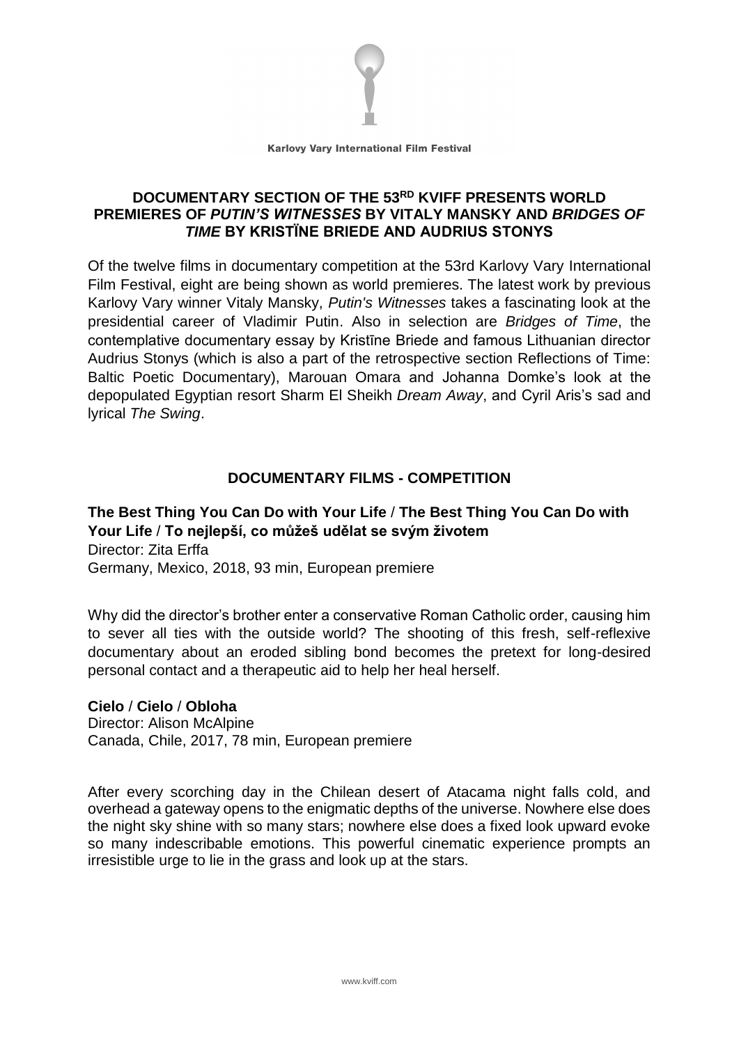Karlovy Vary International Film Festival

## DOCUMENTARY SECTION OF THE 53RD KVIFF PRESENTS WORLD PREMIERES OF *PUTIN'S WITNESSES* BY VITALY MANSKY AND *BRIDGES OF TIME* BY KRISTÏNE BRIEDE AND AUDRIUS STONYS

Of the twelve films in documentary competition at the 53rd Karlovy Vary International Film Festival, eight are being shown as world premieres. The latest work by previous Karlovy Vary winner Vitaly Mansky, *Putin's Witnesses* takes a fascinating look at the presidential career of Vladimir Putin. Also in selection are *Bridges of Time*, the contemplative documentary essay by Kristīne Briede and famous Lithuanian director Audrius Stonys (which is also a part of the retrospective section Reflections of Time: Baltic Poetic Documentary), Marouan Omara and Johanna Domke's look at the depopulated Egyptian resort Sharm El Sheikh *Dream Away*, and Cyril Aris's sad and lyrical *The Swing*.

## DOCUMENTARY FILMS - COMPETITION

**The Best Thing You Can Do with Your Life / The Best Thing You Can Do with Your Life / To nejlepší, co můžeš udělat se svým životem**
Director: Zita Erffa
Germany, Mexico, 2018, 93 min, European premiere

Why did the director's brother enter a conservative Roman Catholic order, causing him to sever all ties with the outside world? The shooting of this fresh, self-reflexive documentary about an eroded sibling bond becomes the pretext for long-desired personal contact and a therapeutic aid to help her heal herself.

**Cielo / Cielo / Obloha**
Director: Alison McAlpine
Canada, Chile, 2017, 78 min, European premiere

After every scorching day in the Chilean desert of Atacama night falls cold, and overhead a gateway opens to the enigmatic depths of the universe. Nowhere else does the night sky shine with so many stars; nowhere else does a fixed look upward evoke so many indescribable emotions. This powerful cinematic experience prompts an irresistible urge to lie in the grass and look up at the stars.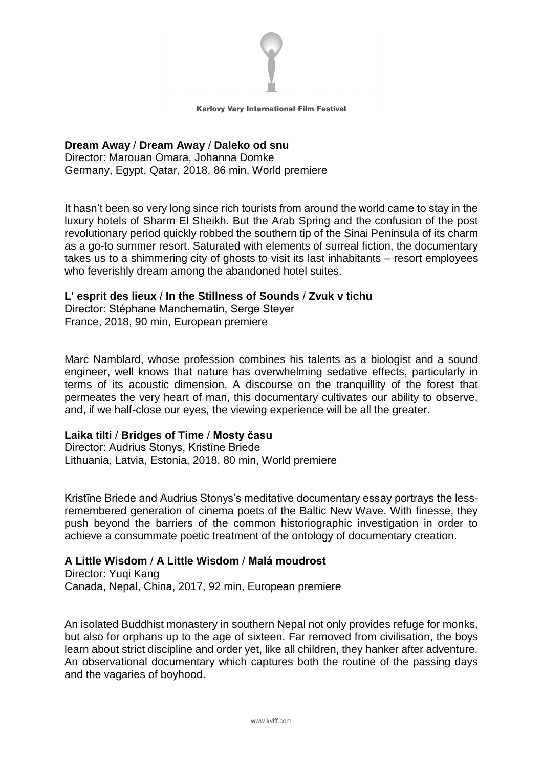**Dream Away** / **Dream Away** / **Daleko od snu**
Director: Marouan Omara, Johanna Domke
Germany, Egypt, Qatar, 2018, 86 min, World premiere

It hasn't been so very long since rich tourists from around the world came to stay in the luxury hotels of Sharm El Sheikh. But the Arab Spring and the confusion of the post revolutionary period quickly robbed the southern tip of the Sinai Peninsula of its charm as a go-to summer resort. Saturated with elements of surreal fiction, the documentary takes us to a shimmering city of ghosts to visit its last inhabitants – resort employees who feverishly dream among the abandoned hotel suites.

**L' esprit des lieux** / **In the Stillness of Sounds** / **Zvuk v tichu**
Director: Stéphane Manchematin, Serge Steyer
France, 2018, 90 min, European premiere

Marc Namblard, whose profession combines his talents as a biologist and a sound engineer, well knows that nature has overwhelming sedative effects, particularly in terms of its acoustic dimension. A discourse on the tranquillity of the forest that permeates the very heart of man, this documentary cultivates our ability to observe, and, if we half-close our eyes, the viewing experience will be all the greater.

**Laika tilti** / **Bridges of Time** / **Mosty času**
Director: Audrius Stonys, Kristīne Briede
Lithuania, Latvia, Estonia, 2018, 80 min, World premiere

Kristīne Briede and Audrius Stonys's meditative documentary essay portrays the less-remembered generation of cinema poets of the Baltic New Wave. With finesse, they push beyond the barriers of the common historiographic investigation in order to achieve a consummate poetic treatment of the ontology of documentary creation.

**A Little Wisdom** / **A Little Wisdom** / **Malá moudrost**
Director: Yuqi Kang
Canada, Nepal, China, 2017, 92 min, European premiere

An isolated Buddhist monastery in southern Nepal not only provides refuge for monks, but also for orphans up to the age of sixteen. Far removed from civilisation, the boys learn about strict discipline and order yet, like all children, they hanker after adventure. An observational documentary which captures both the routine of the passing days and the vagaries of boyhood.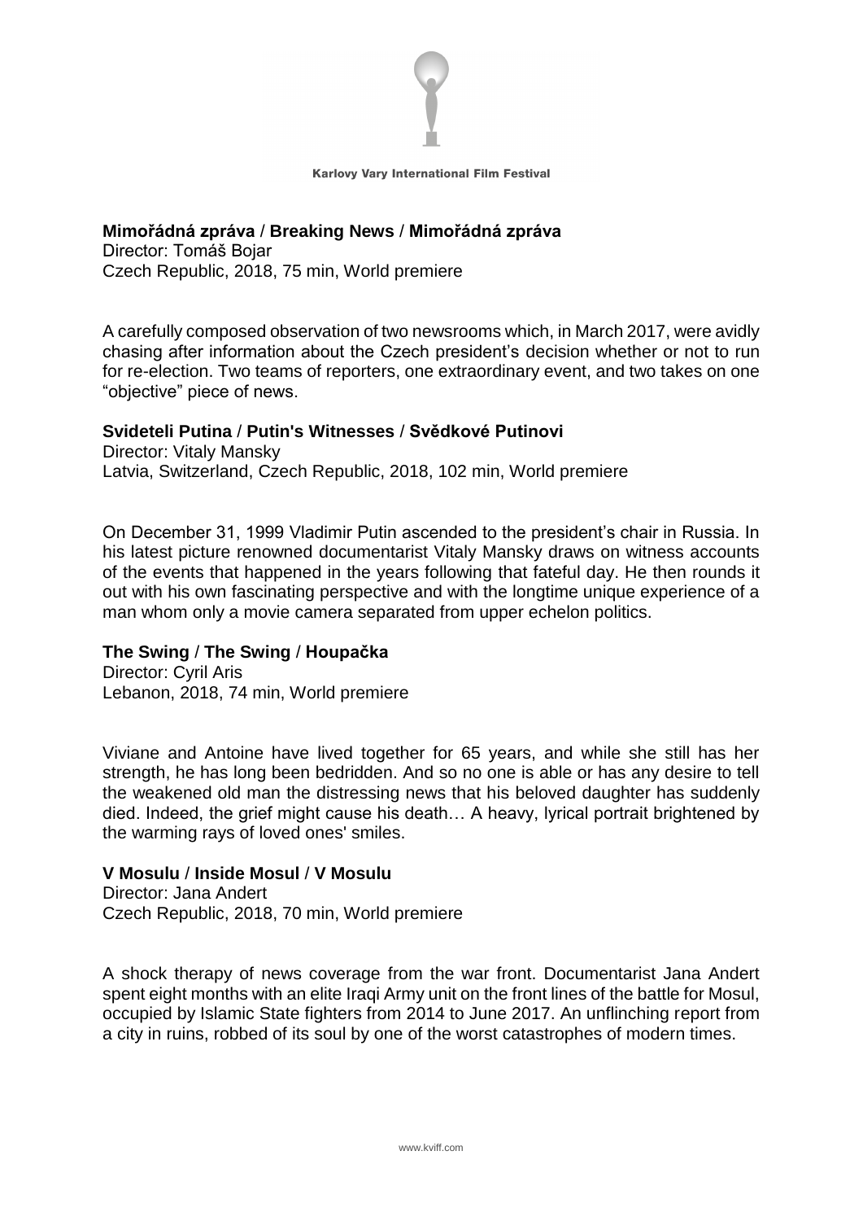**Mimořádná zpráva / Breaking News / Mimořádná zpráva**
Director: Tomáš Bojar
Czech Republic, 2018, 75 min, World premiere

A carefully composed observation of two newsrooms which, in March 2017, were avidly chasing after information about the Czech president's decision whether or not to run for re-election. Two teams of reporters, one extraordinary event, and two takes on one "objective" piece of news.

**Svideteli Putina / Putin's Witnesses / Svědkové Putinovi**
Director: Vitaly Mansky
Latvia, Switzerland, Czech Republic, 2018, 102 min, World premiere

On December 31, 1999 Vladimir Putin ascended to the president's chair in Russia. In his latest picture renowned documentarist Vitaly Mansky draws on witness accounts of the events that happened in the years following that fateful day. He then rounds it out with his own fascinating perspective and with the longtime unique experience of a man whom only a movie camera separated from upper echelon politics.

**The Swing / The Swing / Houpačka**
Director: Cyril Aris
Lebanon, 2018, 74 min, World premiere

Viviane and Antoine have lived together for 65 years, and while she still has her strength, he has long been bedridden. And so no one is able or has any desire to tell the weakened old man the distressing news that his beloved daughter has suddenly died. Indeed, the grief might cause his death… A heavy, lyrical portrait brightened by the warming rays of loved ones' smiles.

**V Mosulu / Inside Mosul / V Mosulu**
Director: Jana Andert
Czech Republic, 2018, 70 min, World premiere

A shock therapy of news coverage from the war front. Documentarist Jana Andert spent eight months with an elite Iraqi Army unit on the front lines of the battle for Mosul, occupied by Islamic State fighters from 2014 to June 2017. An unflinching report from a city in ruins, robbed of its soul by one of the worst catastrophes of modern times.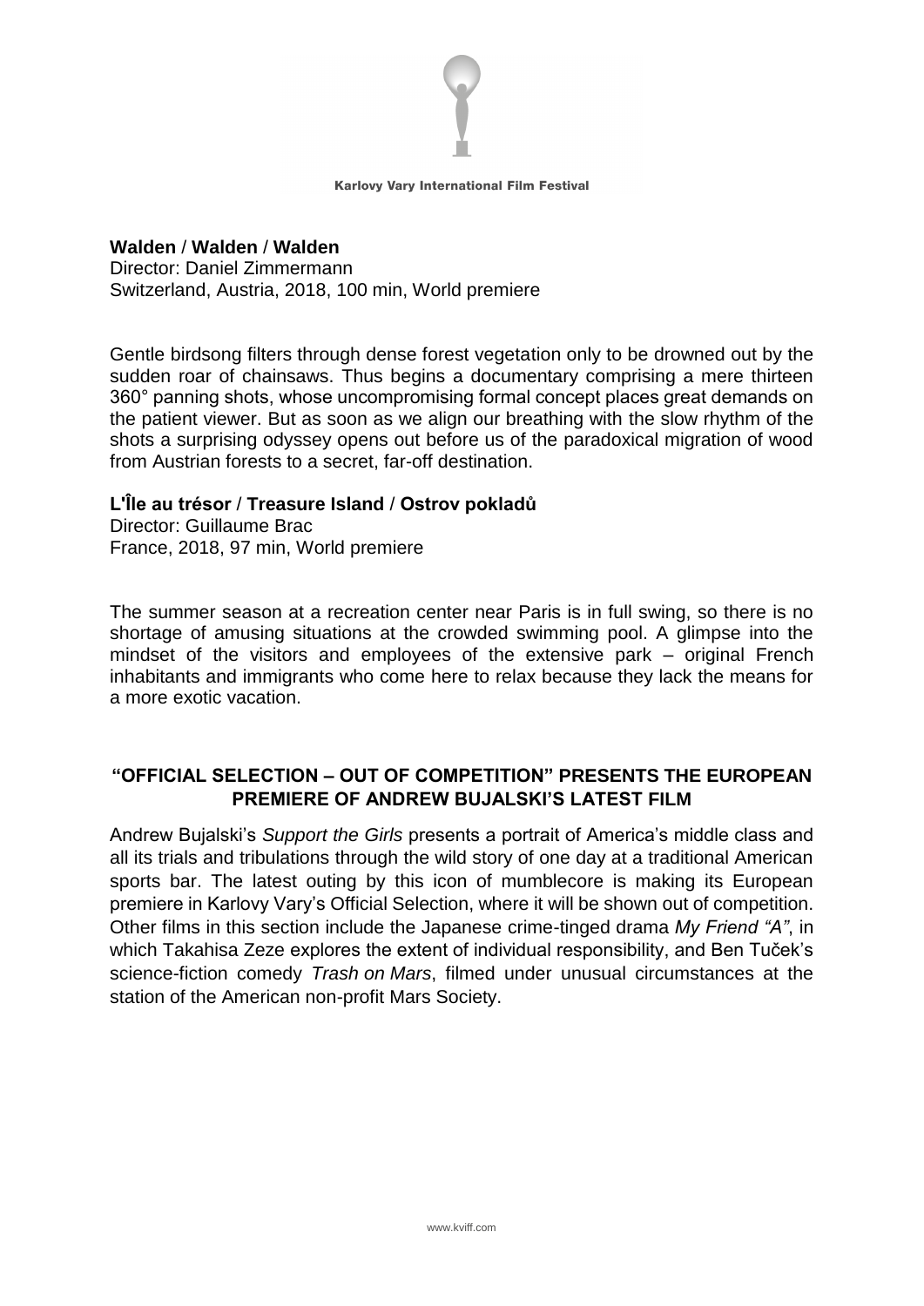**Walden** / **Walden** / **Walden**
Director: Daniel Zimmermann
Switzerland, Austria, 2018, 100 min, World premiere

Gentle birdsong filters through dense forest vegetation only to be drowned out by the sudden roar of chainsaws. Thus begins a documentary comprising a mere thirteen 360° panning shots, whose uncompromising formal concept places great demands on the patient viewer. But as soon as we align our breathing with the slow rhythm of the shots a surprising odyssey opens out before us of the paradoxical migration of wood from Austrian forests to a secret, far-off destination.

**L'Île au trésor** / **Treasure Island** / **Ostrov pokladů**
Director: Guillaume Brac
France, 2018, 97 min, World premiere

The summer season at a recreation center near Paris is in full swing, so there is no shortage of amusing situations at the crowded swimming pool. A glimpse into the mindset of the visitors and employees of the extensive park – original French inhabitants and immigrants who come here to relax because they lack the means for a more exotic vacation.

## "OFFICIAL SELECTION – OUT OF COMPETITION" PRESENTS THE EUROPEAN PREMIERE OF ANDREW BUJALSKI'S LATEST FILM

Andrew Bujalski's *Support the Girls* presents a portrait of America's middle class and all its trials and tribulations through the wild story of one day at a traditional American sports bar. The latest outing by this icon of mumblecore is making its European premiere in Karlovy Vary's Official Selection, where it will be shown out of competition. Other films in this section include the Japanese crime-tinged drama *My Friend "A"*, in which Takahisa Zeze explores the extent of individual responsibility, and Ben Tuček's science-fiction comedy *Trash on Mars*, filmed under unusual circumstances at the station of the American non-profit Mars Society.